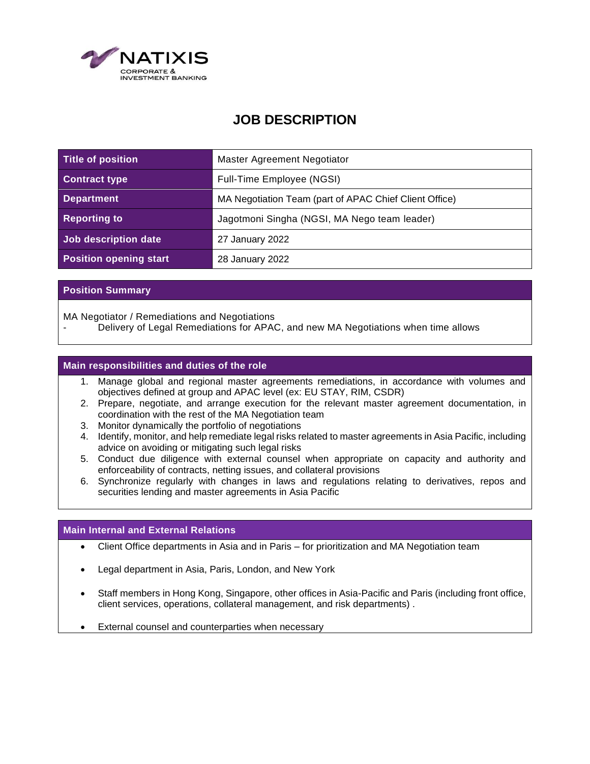NATIXIS
CORPORATE &
INVESTMENT BANKING

# JOB DESCRIPTION

| **Title of position** | Master Agreement Negotiator |
|---|---|
| **Contract type** | Full-Time Employee (NGSI) |
| **Department** | MA Negotiation Team (part of APAC Chief Client Office) |
| **Reporting to** | Jagotmoni Singha (NGSI, MA Nego team leader) |
| **Job description date** | 27 January 2022 |
| **Position opening start** | 28 January 2022 |

## Position Summary

MA Negotiator / Remediations and Negotiations

- Delivery of Legal Remediations for APAC, and new MA Negotiations when time allows

## Main responsibilities and duties of the role

1. Manage global and regional master agreements remediations, in accordance with volumes and objectives defined at group and APAC level (ex: EU STAY, RIM, CSDR)
2. Prepare, negotiate, and arrange execution for the relevant master agreement documentation, in coordination with the rest of the MA Negotiation team
3. Monitor dynamically the portfolio of negotiations
4. Identify, monitor, and help remediate legal risks related to master agreements in Asia Pacific, including advice on avoiding or mitigating such legal risks
5. Conduct due diligence with external counsel when appropriate on capacity and authority and enforceability of contracts, netting issues, and collateral provisions
6. Synchronize regularly with changes in laws and regulations relating to derivatives, repos and securities lending and master agreements in Asia Pacific

## Main Internal and External Relations

- Client Office departments in Asia and in Paris – for prioritization and MA Negotiation team
- Legal department in Asia, Paris, London, and New York
- Staff members in Hong Kong, Singapore, other offices in Asia-Pacific and Paris (including front office, client services, operations, collateral management, and risk departments) .
- External counsel and counterparties when necessary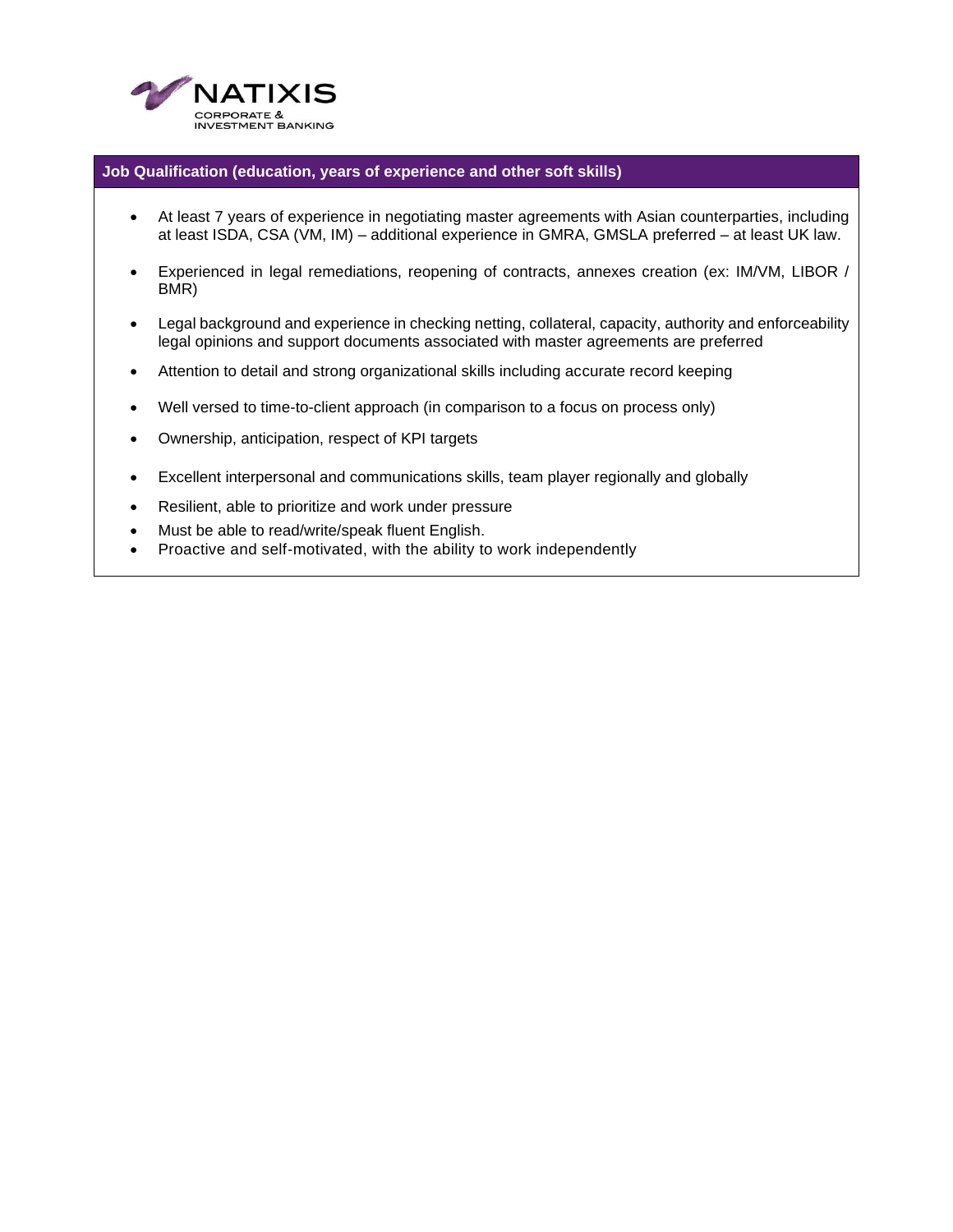NATIXIS
CORPORATE &
INVESTMENT BANKING

**Job Qualification (education, years of experience and other soft skills)**

- At least 7 years of experience in negotiating master agreements with Asian counterparties, including at least ISDA, CSA (VM, IM) – additional experience in GMRA, GMSLA preferred – at least UK law.
- Experienced in legal remediations, reopening of contracts, annexes creation (ex: IM/VM, LIBOR / BMR)
- Legal background and experience in checking netting, collateral, capacity, authority and enforceability legal opinions and support documents associated with master agreements are preferred
- Attention to detail and strong organizational skills including accurate record keeping
- Well versed to time-to-client approach (in comparison to a focus on process only)
- Ownership, anticipation, respect of KPI targets
- Excellent interpersonal and communications skills, team player regionally and globally
- Resilient, able to prioritize and work under pressure
- Must be able to read/write/speak fluent English.
- Proactive and self-motivated, with the ability to work independently